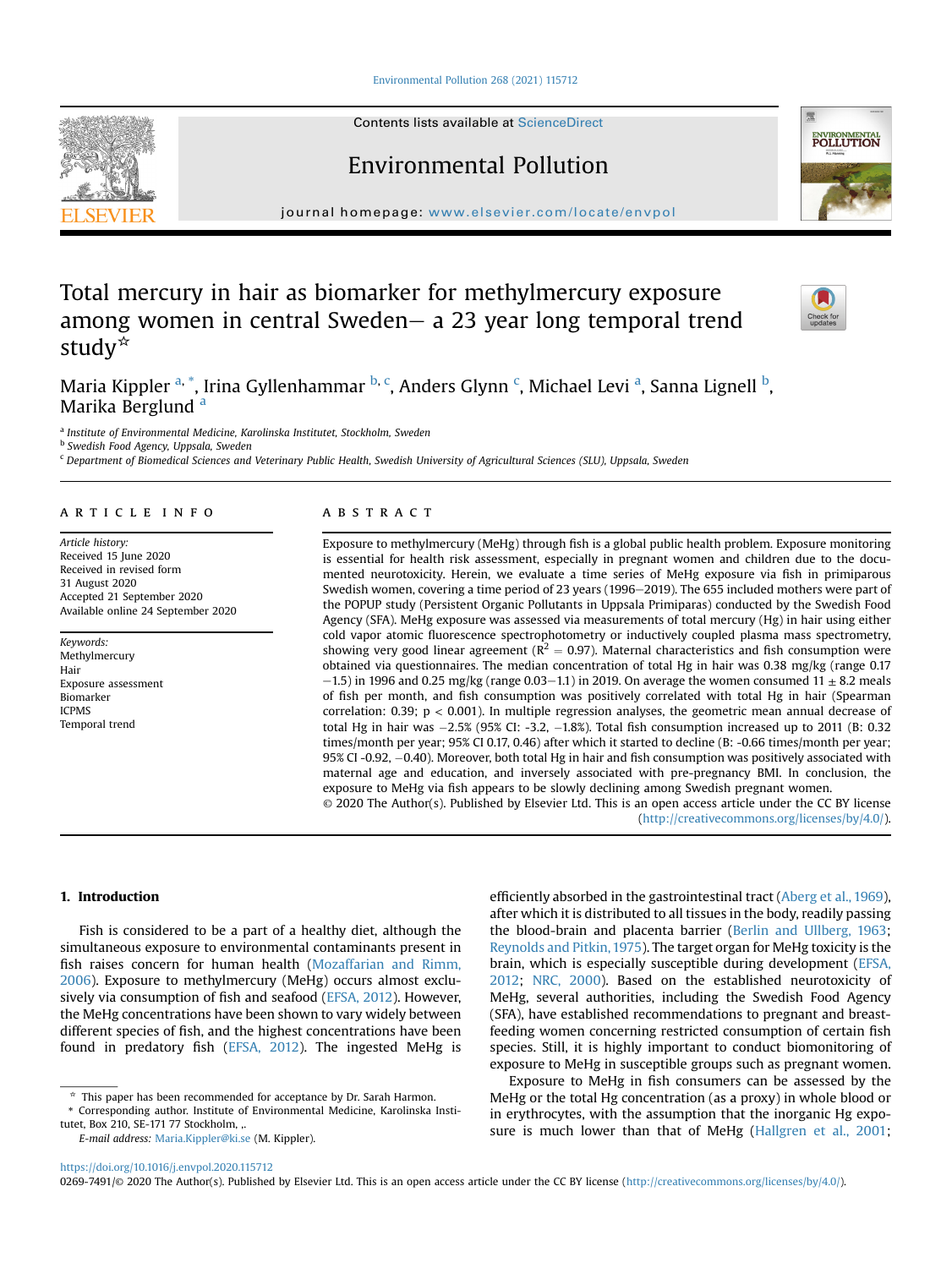# Total mercury in hair as biomarker for methylmercury exposure among women in central Sweden– a 23 year long temporal trend study☆

Maria Kippler [a,*], Irina Gyllenhammar [b,c], Anders Glynn [c], Michael Levi [a], Sanna Lignell [b], Marika Berglund [a]

[a] Institute of Environmental Medicine, Karolinska Institutet, Stockholm, Sweden
[b] Swedish Food Agency, Uppsala, Sweden
[c] Department of Biomedical Sciences and Veterinary Public Health, Swedish University of Agricultural Sciences (SLU), Uppsala, Sweden

## ARTICLE INFO

*Article history:*
Received 15 June 2020
Received in revised form
31 August 2020
Accepted 21 September 2020
Available online 24 September 2020

*Keywords:*
Methylmercury
Hair
Exposure assessment
Biomarker
ICPMS
Temporal trend

## ABSTRACT

Exposure to methylmercury (MeHg) through fish is a global public health problem. Exposure monitoring is essential for health risk assessment, especially in pregnant women and children due to the documented neurotoxicity. Herein, we evaluate a time series of MeHg exposure via fish in primiparous Swedish women, covering a time period of 23 years (1996–2019). The 655 included mothers were part of the POPUP study (Persistent Organic Pollutants in Uppsala Primiparas) conducted by the Swedish Food Agency (SFA). MeHg exposure was assessed via measurements of total mercury (Hg) in hair using either cold vapor atomic fluorescence spectrophotometry or inductively coupled plasma mass spectrometry, showing very good linear agreement ($R^2 = 0.97$). Maternal characteristics and fish consumption were obtained via questionnaires. The median concentration of total Hg in hair was 0.38 mg/kg (range 0.17 −1.5) in 1996 and 0.25 mg/kg (range 0.03−1.1) in 2019. On average the women consumed 11 ± 8.2 meals of fish per month, and fish consumption was positively correlated with total Hg in hair (Spearman correlation: 0.39; $p < 0.001$). In multiple regression analyses, the geometric mean annual decrease of total Hg in hair was −2.5% (95% CI: -3.2, −1.8%). Total fish consumption increased up to 2011 (B: 0.32 times/month per year; 95% CI 0.17, 0.46) after which it started to decline (B: -0.66 times/month per year; 95% CI -0.92, −0.40). Moreover, both total Hg in hair and fish consumption was positively associated with maternal age and education, and inversely associated with pre-pregnancy BMI. In conclusion, the exposure to MeHg via fish appears to be slowly declining among Swedish pregnant women.

© 2020 The Author(s). Published by Elsevier Ltd. This is an open access article under the CC BY license (http://creativecommons.org/licenses/by/4.0/).

## 1. Introduction

Fish is considered to be a part of a healthy diet, although the simultaneous exposure to environmental contaminants present in fish raises concern for human health (Mozaffarian and Rimm, 2006). Exposure to methylmercury (MeHg) occurs almost exclusively via consumption of fish and seafood (EFSA, 2012). However, the MeHg concentrations have been shown to vary widely between different species of fish, and the highest concentrations have been found in predatory fish (EFSA, 2012). The ingested MeHg is efficiently absorbed in the gastrointestinal tract (Aberg et al., 1969), after which it is distributed to all tissues in the body, readily passing the blood-brain and placenta barrier (Berlin and Ullberg, 1963; Reynolds and Pitkin, 1975). The target organ for MeHg toxicity is the brain, which is especially susceptible during development (EFSA, 2012; NRC, 2000). Based on the established neurotoxicity of MeHg, several authorities, including the Swedish Food Agency (SFA), have established recommendations to pregnant and breastfeeding women concerning restricted consumption of certain fish species. Still, it is highly important to conduct biomonitoring of exposure to MeHg in susceptible groups such as pregnant women.

Exposure to MeHg in fish consumers can be assessed by the MeHg or the total Hg concentration (as a proxy) in whole blood or in erythrocytes, with the assumption that the inorganic Hg exposure is much lower than that of MeHg (Hallgren et al., 2001;

☆ This paper has been recommended for acceptance by Dr. Sarah Harmon.
\* Corresponding author. Institute of Environmental Medicine, Karolinska Institutet, Box 210, SE-171 77 Stockholm, ,.
E-mail address: Maria.Kippler@ki.se (M. Kippler).

https://doi.org/10.1016/j.envpol.2020.115712
0269-7491/© 2020 The Author(s). Published by Elsevier Ltd. This is an open access article under the CC BY license (http://creativecommons.org/licenses/by/4.0/).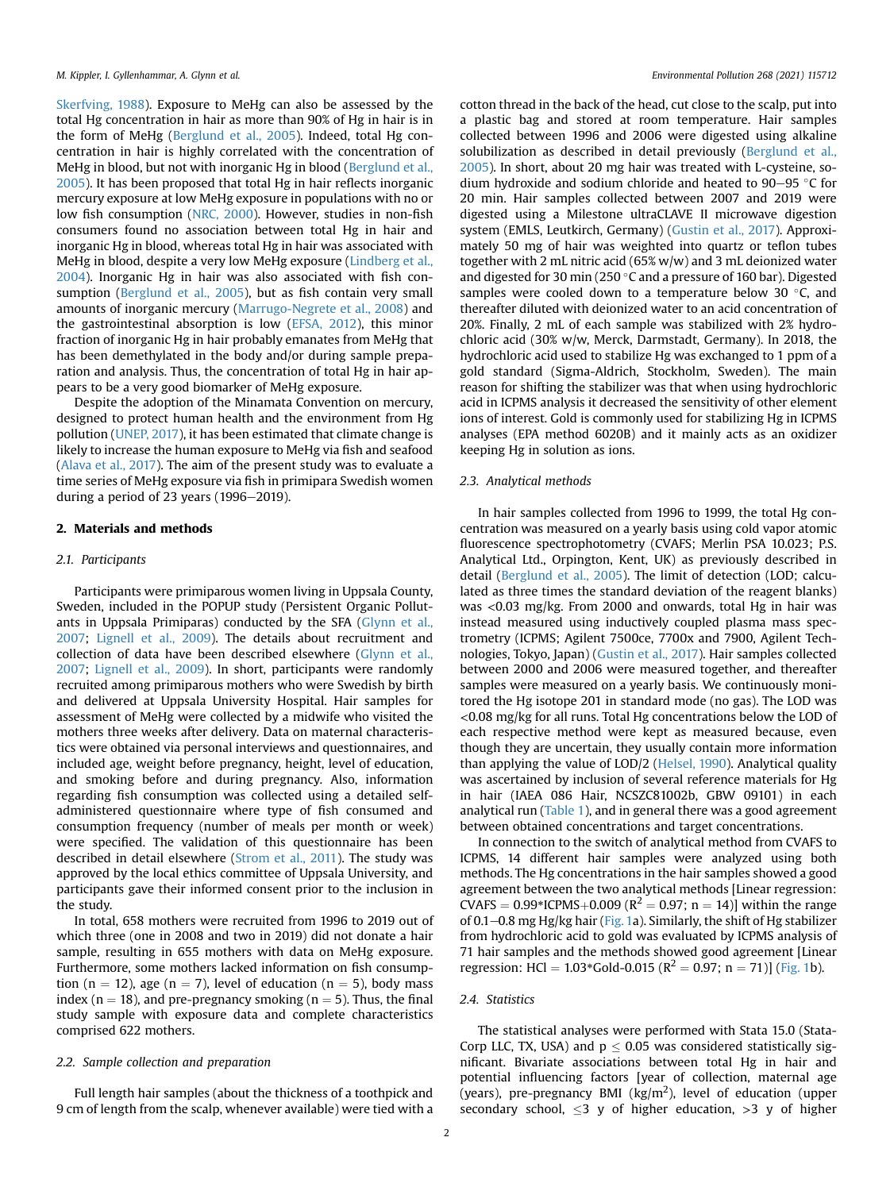Skerfving, 1988). Exposure to MeHg can also be assessed by the total Hg concentration in hair as more than 90% of Hg in hair is in the form of MeHg (Berglund et al., 2005). Indeed, total Hg concentration in hair is highly correlated with the concentration of MeHg in blood, but not with inorganic Hg in blood (Berglund et al., 2005). It has been proposed that total Hg in hair reflects inorganic mercury exposure at low MeHg exposure in populations with no or low fish consumption (NRC, 2000). However, studies in non-fish consumers found no association between total Hg in hair and inorganic Hg in blood, whereas total Hg in hair was associated with MeHg in blood, despite a very low MeHg exposure (Lindberg et al., 2004). Inorganic Hg in hair was also associated with fish consumption (Berglund et al., 2005), but as fish contain very small amounts of inorganic mercury (Marrugo-Negrete et al., 2008) and the gastrointestinal absorption is low (EFSA, 2012), this minor fraction of inorganic Hg in hair probably emanates from MeHg that has been demethylated in the body and/or during sample preparation and analysis. Thus, the concentration of total Hg in hair appears to be a very good biomarker of MeHg exposure.

Despite the adoption of the Minamata Convention on mercury, designed to protect human health and the environment from Hg pollution (UNEP, 2017), it has been estimated that climate change is likely to increase the human exposure to MeHg via fish and seafood (Alava et al., 2017). The aim of the present study was to evaluate a time series of MeHg exposure via fish in primipara Swedish women during a period of 23 years (1996–2019).

## 2. Materials and methods

### 2.1. Participants

Participants were primiparous women living in Uppsala County, Sweden, included in the POPUP study (Persistent Organic Pollutants in Uppsala Primiparas) conducted by the SFA (Glynn et al., 2007; Lignell et al., 2009). The details about recruitment and collection of data have been described elsewhere (Glynn et al., 2007; Lignell et al., 2009). In short, participants were randomly recruited among primiparous mothers who were Swedish by birth and delivered at Uppsala University Hospital. Hair samples for assessment of MeHg were collected by a midwife who visited the mothers three weeks after delivery. Data on maternal characteristics were obtained via personal interviews and questionnaires, and included age, weight before pregnancy, height, level of education, and smoking before and during pregnancy. Also, information regarding fish consumption was collected using a detailed self-administered questionnaire where type of fish consumed and consumption frequency (number of meals per month or week) were specified. The validation of this questionnaire has been described in detail elsewhere (Strom et al., 2011). The study was approved by the local ethics committee of Uppsala University, and participants gave their informed consent prior to the inclusion in the study.

In total, 658 mothers were recruited from 1996 to 2019 out of which three (one in 2008 and two in 2019) did not donate a hair sample, resulting in 655 mothers with data on MeHg exposure. Furthermore, some mothers lacked information on fish consumption ($n = 12$), age ($n = 7$), level of education ($n = 5$), body mass index ($n = 18$), and pre-pregnancy smoking ($n = 5$). Thus, the final study sample with exposure data and complete characteristics comprised 622 mothers.

### 2.2. Sample collection and preparation

Full length hair samples (about the thickness of a toothpick and 9 cm of length from the scalp, whenever available) were tied with a cotton thread in the back of the head, cut close to the scalp, put into a plastic bag and stored at room temperature. Hair samples collected between 1996 and 2006 were digested using alkaline solubilization as described in detail previously (Berglund et al., 2005). In short, about 20 mg hair was treated with L-cysteine, sodium hydroxide and sodium chloride and heated to 90–95 °C for 20 min. Hair samples collected between 2007 and 2019 were digested using a Milestone ultraCLAVE II microwave digestion system (EMLS, Leutkirch, Germany) (Gustin et al., 2017). Approximately 50 mg of hair was weighted into quartz or teflon tubes together with 2 mL nitric acid (65% w/w) and 3 mL deionized water and digested for 30 min (250 °C and a pressure of 160 bar). Digested samples were cooled down to a temperature below 30 °C, and thereafter diluted with deionized water to an acid concentration of 20%. Finally, 2 mL of each sample was stabilized with 2% hydrochloric acid (30% w/w, Merck, Darmstadt, Germany). In 2018, the hydrochloric acid used to stabilize Hg was exchanged to 1 ppm of a gold standard (Sigma-Aldrich, Stockholm, Sweden). The main reason for shifting the stabilizer was that when using hydrochloric acid in ICPMS analysis it decreased the sensitivity of other element ions of interest. Gold is commonly used for stabilizing Hg in ICPMS analyses (EPA method 6020B) and it mainly acts as an oxidizer keeping Hg in solution as ions.

### 2.3. Analytical methods

In hair samples collected from 1996 to 1999, the total Hg concentration was measured on a yearly basis using cold vapor atomic fluorescence spectrophotometry (CVAFS; Merlin PSA 10.023; P.S. Analytical Ltd., Orpington, Kent, UK) as previously described in detail (Berglund et al., 2005). The limit of detection (LOD; calculated as three times the standard deviation of the reagent blanks) was <0.03 mg/kg. From 2000 and onwards, total Hg in hair was instead measured using inductively coupled plasma mass spectrometry (ICPMS; Agilent 7500ce, 7700x and 7900, Agilent Technologies, Tokyo, Japan) (Gustin et al., 2017). Hair samples collected between 2000 and 2006 were measured together, and thereafter samples were measured on a yearly basis. We continuously monitored the Hg isotope 201 in standard mode (no gas). The LOD was <0.08 mg/kg for all runs. Total Hg concentrations below the LOD of each respective method were kept as measured because, even though they are uncertain, they usually contain more information than applying the value of LOD/2 (Helsel, 1990). Analytical quality was ascertained by inclusion of several reference materials for Hg in hair (IAEA 086 Hair, NCSZC81002b, GBW 09101) in each analytical run (Table 1), and in general there was a good agreement between obtained concentrations and target concentrations.

In connection to the switch of analytical method from CVAFS to ICPMS, 14 different hair samples were analyzed using both methods. The Hg concentrations in the hair samples showed a good agreement between the two analytical methods [Linear regression: CVAFS = 0.99*ICPMS+0.009 ($R^2 = 0.97$; $n = 14$)] within the range of 0.1–0.8 mg Hg/kg hair (Fig. 1a). Similarly, the shift of Hg stabilizer from hydrochloric acid to gold was evaluated by ICPMS analysis of 71 hair samples and the methods showed good agreement [Linear regression: HCl = 1.03*Gold-0.015 ($R^2 = 0.97$; $n = 71$)] (Fig. 1b).

### 2.4. Statistics

The statistical analyses were performed with Stata 15.0 (StataCorp LLC, TX, USA) and $p \leq 0.05$ was considered statistically significant. Bivariate associations between total Hg in hair and potential influencing factors [year of collection, maternal age (years), pre-pregnancy BMI (kg/m$^2$), level of education (upper secondary school, ≤3 y of higher education, >3 y of higher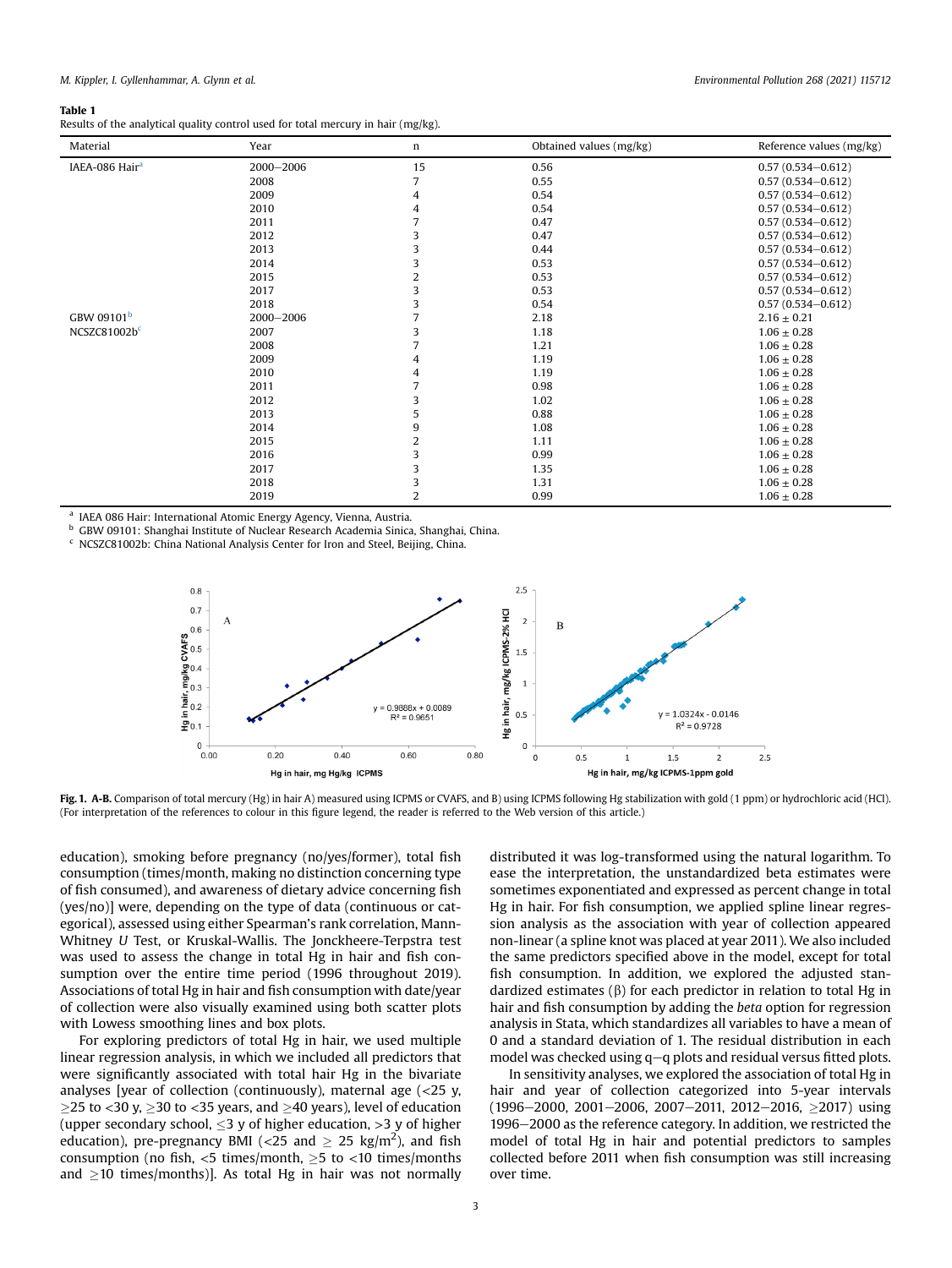**Table 1**
Results of the analytical quality control used for total mercury in hair (mg/kg).

| Material | Year | n | Obtained values (mg/kg) | Reference values (mg/kg) |
|---|---|---|---|---|
| IAEA-086 Hair[a] | 2000–2006 | 15 | 0.56 | 0.57 (0.534–0.612) |
| | 2008 | 7 | 0.55 | 0.57 (0.534–0.612) |
| | 2009 | 4 | 0.54 | 0.57 (0.534–0.612) |
| | 2010 | 4 | 0.54 | 0.57 (0.534–0.612) |
| | 2011 | 7 | 0.47 | 0.57 (0.534–0.612) |
| | 2012 | 3 | 0.47 | 0.57 (0.534–0.612) |
| | 2013 | 3 | 0.44 | 0.57 (0.534–0.612) |
| | 2014 | 3 | 0.53 | 0.57 (0.534–0.612) |
| | 2015 | 2 | 0.53 | 0.57 (0.534–0.612) |
| | 2017 | 3 | 0.53 | 0.57 (0.534–0.612) |
| | 2018 | 3 | 0.54 | 0.57 (0.534–0.612) |
| GBW 09101[b] | 2000–2006 | 7 | 2.18 | 2.16 ± 0.21 |
| NCSZC81002b[c] | 2007 | 3 | 1.18 | 1.06 ± 0.28 |
| | 2008 | 7 | 1.21 | 1.06 ± 0.28 |
| | 2009 | 4 | 1.19 | 1.06 ± 0.28 |
| | 2010 | 4 | 1.19 | 1.06 ± 0.28 |
| | 2011 | 7 | 0.98 | 1.06 ± 0.28 |
| | 2012 | 3 | 1.02 | 1.06 ± 0.28 |
| | 2013 | 5 | 0.88 | 1.06 ± 0.28 |
| | 2014 | 9 | 1.08 | 1.06 ± 0.28 |
| | 2015 | 2 | 1.11 | 1.06 ± 0.28 |
| | 2016 | 3 | 0.99 | 1.06 ± 0.28 |
| | 2017 | 3 | 1.35 | 1.06 ± 0.28 |
| | 2018 | 3 | 1.31 | 1.06 ± 0.28 |
| | 2019 | 2 | 0.99 | 1.06 ± 0.28 |

[a] IAEA 086 Hair: International Atomic Energy Agency, Vienna, Austria.
[b] GBW 09101: Shanghai Institute of Nuclear Research Academia Sinica, Shanghai, China.
[c] NCSZC81002b: China National Analysis Center for Iron and Steel, Beijing, China.

**Fig. 1. A-B.** Comparison of total mercury (Hg) in hair A) measured using ICPMS or CVAFS, and B) using ICPMS following Hg stabilization with gold (1 ppm) or hydrochloric acid (HCl). (For interpretation of the references to colour in this figure legend, the reader is referred to the Web version of this article.)

education), smoking before pregnancy (no/yes/former), total fish consumption (times/month, making no distinction concerning type of fish consumed), and awareness of dietary advice concerning fish (yes/no)] were, depending on the type of data (continuous or categorical), assessed using either Spearman's rank correlation, Mann-Whitney *U* Test, or Kruskal-Wallis. The Jonckheere-Terpstra test was used to assess the change in total Hg in hair and fish consumption over the entire time period (1996 throughout 2019). Associations of total Hg in hair and fish consumption with date/year of collection were also visually examined using both scatter plots with Lowess smoothing lines and box plots.

For exploring predictors of total Hg in hair, we used multiple linear regression analysis, in which we included all predictors that were significantly associated with total hair Hg in the bivariate analyses [year of collection (continuously), maternal age (<25 y, ≥25 to <30 y, ≥30 to <35 years, and ≥40 years), level of education (upper secondary school, ≤3 y of higher education, >3 y of higher education), pre-pregnancy BMI (<25 and ≥ 25 kg/m$^2$), and fish consumption (no fish, <5 times/month, ≥5 to <10 times/months and ≥10 times/months)]. As total Hg in hair was not normally distributed it was log-transformed using the natural logarithm. To ease the interpretation, the unstandardized beta estimates were sometimes exponentiated and expressed as percent change in total Hg in hair. For fish consumption, we applied spline linear regression analysis as the association with year of collection appeared non-linear (a spline knot was placed at year 2011). We also included the same predictors specified above in the model, except for total fish consumption. In addition, we explored the adjusted standardized estimates (β) for each predictor in relation to total Hg in hair and fish consumption by adding the *beta* option for regression analysis in Stata, which standardizes all variables to have a mean of 0 and a standard deviation of 1. The residual distribution in each model was checked using q–q plots and residual versus fitted plots.

In sensitivity analyses, we explored the association of total Hg in hair and year of collection categorized into 5-year intervals (1996–2000, 2001–2006, 2007–2011, 2012–2016, ≥2017) using 1996–2000 as the reference category. In addition, we restricted the model of total Hg in hair and potential predictors to samples collected before 2011 when fish consumption was still increasing over time.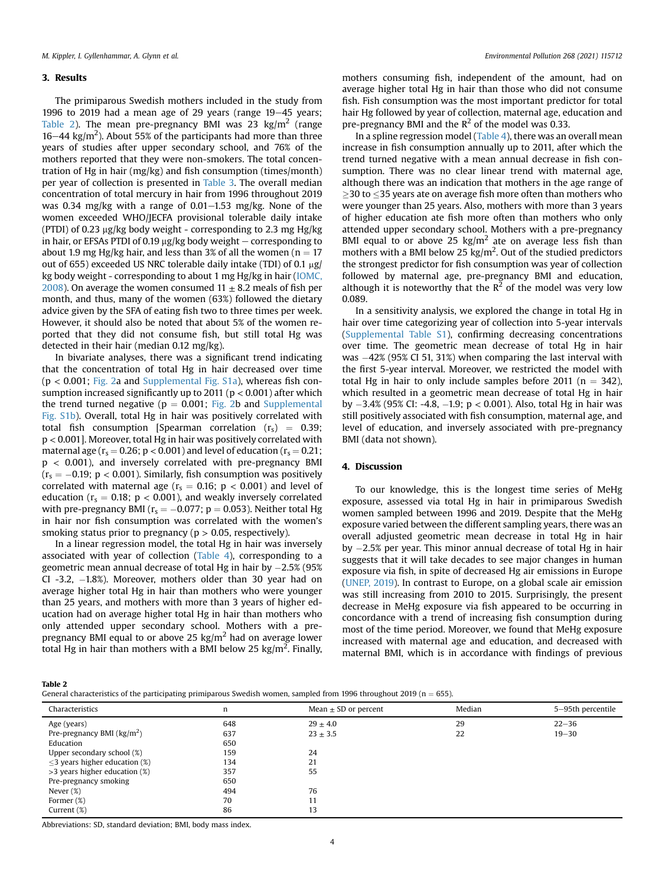## 3. Results

The primiparous Swedish mothers included in the study from 1996 to 2019 had a mean age of 29 years (range 19–45 years; Table 2). The mean pre-pregnancy BMI was 23 $kg/m^2$ (range 16–44 $kg/m^2$). About 55% of the participants had more than three years of studies after upper secondary school, and 76% of the mothers reported that they were non-smokers. The total concentration of Hg in hair (mg/kg) and fish consumption (times/month) per year of collection is presented in Table 3. The overall median concentration of total mercury in hair from 1996 throughout 2019 was 0.34 mg/kg with a range of 0.01–1.53 mg/kg. None of the women exceeded WHO/JECFA provisional tolerable daily intake (PTDI) of 0.23 μg/kg body weight - corresponding to 2.3 mg Hg/kg in hair, or EFSAs PTDI of 0.19 μg/kg body weight – corresponding to about 1.9 mg Hg/kg hair, and less than 3% of all the women (n = 17 out of 655) exceeded US NRC tolerable daily intake (TDI) of 0.1 μg/kg body weight - corresponding to about 1 mg Hg/kg in hair (IOMC, 2008). On average the women consumed 11 ± 8.2 meals of fish per month, and thus, many of the women (63%) followed the dietary advice given by the SFA of eating fish two to three times per week. However, it should also be noted that about 5% of the women reported that they did not consume fish, but still total Hg was detected in their hair (median 0.12 mg/kg).

In bivariate analyses, there was a significant trend indicating that the concentration of total Hg in hair decreased over time ($p < 0.001$; Fig. 2a and Supplemental Fig. S1a), whereas fish consumption increased significantly up to 2011 ($p < 0.001$) after which the trend turned negative ($p = 0.001$; Fig. 2b and Supplemental Fig. S1b). Overall, total Hg in hair was positively correlated with total fish consumption [Spearman correlation ($r_s$) = 0.39; $p < 0.001$]. Moreover, total Hg in hair was positively correlated with maternal age ($r_s = 0.26$; $p < 0.001$) and level of education ($r_s = 0.21$; $p < 0.001$), and inversely correlated with pre-pregnancy BMI ($r_s = -0.19$; $p < 0.001$). Similarly, fish consumption was positively correlated with maternal age ($r_s = 0.16$; $p < 0.001$) and level of education ($r_s = 0.18$; $p < 0.001$), and weakly inversely correlated with pre-pregnancy BMI ($r_s = -0.077$; $p = 0.053$). Neither total Hg in hair nor fish consumption was correlated with the women's smoking status prior to pregnancy ($p > 0.05$, respectively).

In a linear regression model, the total Hg in hair was inversely associated with year of collection (Table 4), corresponding to a geometric mean annual decrease of total Hg in hair by −2.5% (95% CI -3.2, −1.8%). Moreover, mothers older than 30 year had on average higher total Hg in hair than mothers who were younger than 25 years, and mothers with more than 3 years of higher education had on average higher total Hg in hair than mothers who only attended upper secondary school. Mothers with a pre-pregnancy BMI equal to or above 25 $kg/m^2$ had on average lower total Hg in hair than mothers with a BMI below 25 $kg/m^2$. Finally, mothers consuming fish, independent of the amount, had on average higher total Hg in hair than those who did not consume fish. Fish consumption was the most important predictor for total hair Hg followed by year of collection, maternal age, education and pre-pregnancy BMI and the $R^2$ of the model was 0.33.

In a spline regression model (Table 4), there was an overall mean increase in fish consumption annually up to 2011, after which the trend turned negative with a mean annual decrease in fish consumption. There was no clear linear trend with maternal age, although there was an indication that mothers in the age range of ≥30 to ≤35 years ate on average fish more often than mothers who were younger than 25 years. Also, mothers with more than 3 years of higher education ate fish more often than mothers who only attended upper secondary school. Mothers with a pre-pregnancy BMI equal to or above 25 $kg/m^2$ ate on average less fish than mothers with a BMI below 25 $kg/m^2$. Out of the studied predictors the strongest predictor for fish consumption was year of collection followed by maternal age, pre-pregnancy BMI and education, although it is noteworthy that the $R^2$ of the model was very low 0.089.

In a sensitivity analysis, we explored the change in total Hg in hair over time categorizing year of collection into 5-year intervals (Supplemental Table S1), confirming decreasing concentrations over time. The geometric mean decrease of total Hg in hair was −42% (95% CI 51, 31%) when comparing the last interval with the first 5-year interval. Moreover, we restricted the model with total Hg in hair to only include samples before 2011 (n = 342), which resulted in a geometric mean decrease of total Hg in hair by −3.4% (95% CI: -4.8, −1.9; $p < 0.001$). Also, total Hg in hair was still positively associated with fish consumption, maternal age, and level of education, and inversely associated with pre-pregnancy BMI (data not shown).

## 4. Discussion

To our knowledge, this is the longest time series of MeHg exposure, assessed via total Hg in hair in primiparous Swedish women sampled between 1996 and 2019. Despite that the MeHg exposure varied between the different sampling years, there was an overall adjusted geometric mean decrease in total Hg in hair by −2.5% per year. This minor annual decrease of total Hg in hair suggests that it will take decades to see major changes in human exposure via fish, in spite of decreased Hg air emissions in Europe (UNEP, 2019). In contrast to Europe, on a global scale air emission was still increasing from 2010 to 2015. Surprisingly, the present decrease in MeHg exposure via fish appeared to be occurring in concordance with a trend of increasing fish consumption during most of the time period. Moreover, we found that MeHg exposure increased with maternal age and education, and decreased with maternal BMI, which is in accordance with findings of previous

**Table 2**
General characteristics of the participating primiparous Swedish women, sampled from 1996 throughout 2019 (n = 655).

| Characteristics | n | Mean ± SD or percent | Median | 5–95th percentile |
|---|---|---|---|---|
| Age (years) | 648 | 29 ± 4.0 | 29 | 22–36 |
| Pre-pregnancy BMI ($kg/m^2$) | 637 | 23 ± 3.5 | 22 | 19–30 |
| Education | 650 | | | |
| Upper secondary school (%) | 159 | 24 | | |
| ≤3 years higher education (%) | 134 | 21 | | |
| >3 years higher education (%) | 357 | 55 | | |
| Pre-pregnancy smoking | 650 | | | |
| Never (%) | 494 | 76 | | |
| Former (%) | 70 | 11 | | |
| Current (%) | 86 | 13 | | |

Abbreviations: SD, standard deviation; BMI, body mass index.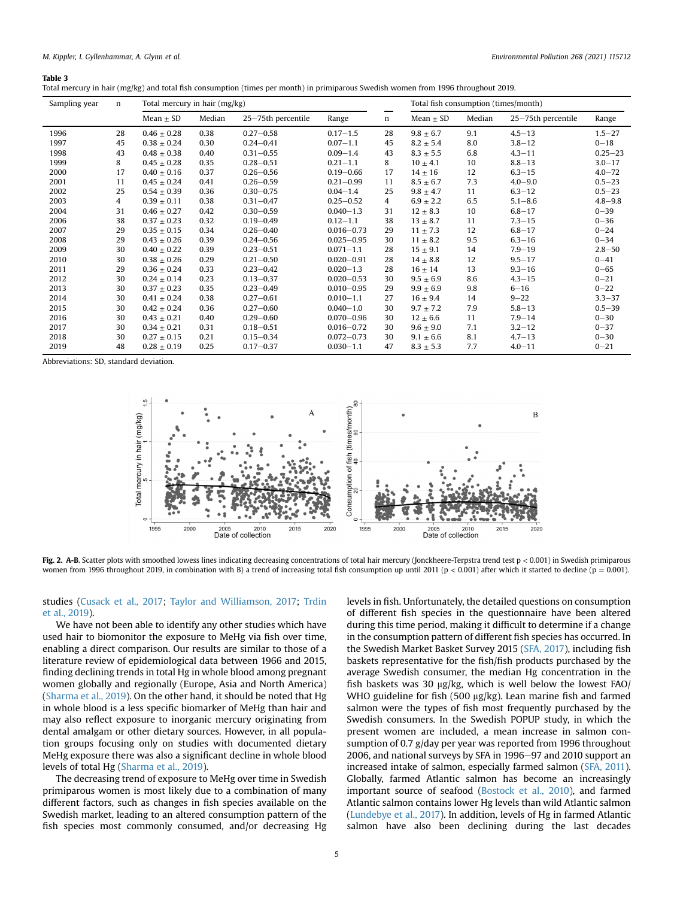**Table 3**
Total mercury in hair (mg/kg) and total fish consumption (times per month) in primiparous Swedish women from 1996 throughout 2019.

| Sampling year | n | Total mercury in hair (mg/kg) | | | | n | Total fish consumption (times/month) | | | |
|---|---|---|---|---|---|---|---|---|---|---|
| | | Mean ± SD | Median | 25−75th percentile | Range | | Mean ± SD | Median | 25−75th percentile | Range |
| 1996 | 28 | 0.46 ± 0.28 | 0.38 | 0.27−0.58 | 0.17−1.5 | 28 | 9.8 ± 6.7 | 9.1 | 4.5−13 | 1.5−27 |
| 1997 | 45 | 0.38 ± 0.24 | 0.30 | 0.24−0.41 | 0.07−1.1 | 45 | 8.2 ± 5.4 | 8.0 | 3.8−12 | 0−18 |
| 1998 | 43 | 0.48 ± 0.38 | 0.40 | 0.31−0.55 | 0.09−1.4 | 43 | 8.3 ± 5.5 | 6.8 | 4.3−11 | 0.25−23 |
| 1999 | 8 | 0.45 ± 0.28 | 0.35 | 0.28−0.51 | 0.21−1.1 | 8 | 10 ± 4.1 | 10 | 8.8−13 | 3.0−17 |
| 2000 | 17 | 0.40 ± 0.16 | 0.37 | 0.26−0.56 | 0.19−0.66 | 17 | 14 ± 16 | 12 | 6.3−15 | 4.0−72 |
| 2001 | 11 | 0.45 ± 0.24 | 0.41 | 0.26−0.59 | 0.21−0.99 | 11 | 8.5 ± 6.7 | 7.3 | 4.0−9.0 | 0.5−23 |
| 2002 | 25 | 0.54 ± 0.39 | 0.36 | 0.30−0.75 | 0.04−1.4 | 25 | 9.8 ± 4.7 | 11 | 6.3−12 | 0.5−23 |
| 2003 | 4 | 0.39 ± 0.11 | 0.38 | 0.31−0.47 | 0.25−0.52 | 4 | 6.9 ± 2.2 | 6.5 | 5.1−8.6 | 4.8−9.8 |
| 2004 | 31 | 0.46 ± 0.27 | 0.42 | 0.30−0.59 | 0.040−1.3 | 31 | 12 ± 8.3 | 10 | 6.8−17 | 0−39 |
| 2006 | 38 | 0.37 ± 0.23 | 0.32 | 0.19−0.49 | 0.12−1.1 | 38 | 13 ± 8.7 | 11 | 7.3−15 | 0−36 |
| 2007 | 29 | 0.35 ± 0.15 | 0.34 | 0.26−0.40 | 0.016−0.73 | 29 | 11 ± 7.3 | 12 | 6.8−17 | 0−24 |
| 2008 | 29 | 0.43 ± 0.26 | 0.39 | 0.24−0.56 | 0.025−0.95 | 30 | 11 ± 8.2 | 9.5 | 6.3−16 | 0−34 |
| 2009 | 30 | 0.40 ± 0.22 | 0.39 | 0.23−0.51 | 0.071−1.1 | 28 | 15 ± 9.1 | 14 | 7.9−19 | 2.8−50 |
| 2010 | 30 | 0.38 ± 0.26 | 0.29 | 0.21−0.50 | 0.020−0.91 | 28 | 14 ± 8.8 | 12 | 9.5−17 | 0−41 |
| 2011 | 29 | 0.36 ± 0.24 | 0.33 | 0.23−0.42 | 0.020−1.3 | 28 | 16 ± 14 | 13 | 9.3−16 | 0−65 |
| 2012 | 30 | 0.24 ± 0.14 | 0.23 | 0.13−0.37 | 0.020−0.53 | 30 | 9.5 ± 6.9 | 8.6 | 4.3−15 | 0−21 |
| 2013 | 30 | 0.37 ± 0.23 | 0.35 | 0.23−0.49 | 0.010−0.95 | 29 | 9.9 ± 6.9 | 9.8 | 6−16 | 0−22 |
| 2014 | 30 | 0.41 ± 0.24 | 0.38 | 0.27−0.61 | 0.010−1.1 | 27 | 16 ± 9.4 | 14 | 9−22 | 3.3−37 |
| 2015 | 30 | 0.42 ± 0.24 | 0.36 | 0.27−0.60 | 0.040−1.0 | 30 | 9.7 ± 7.2 | 7.9 | 5.8−13 | 0.5−39 |
| 2016 | 30 | 0.43 ± 0.21 | 0.40 | 0.29−0.60 | 0.070−0.96 | 30 | 12 ± 6.6 | 11 | 7.9−14 | 0−30 |
| 2017 | 30 | 0.34 ± 0.21 | 0.31 | 0.18−0.51 | 0.016−0.72 | 30 | 9.6 ± 9.0 | 7.1 | 3.2−12 | 0−37 |
| 2018 | 30 | 0.27 ± 0.15 | 0.21 | 0.15−0.34 | 0.072−0.73 | 30 | 9.1 ± 6.6 | 8.1 | 4.7−13 | 0−30 |
| 2019 | 48 | 0.28 ± 0.19 | 0.25 | 0.17−0.37 | 0.030−1.1 | 47 | 8.3 ± 5.3 | 7.7 | 4.0−11 | 0−21 |

Abbreviations: SD, standard deviation.

**Fig. 2. A-B**. Scatter plots with smoothed lowess lines indicating decreasing concentrations of total hair mercury (Jonckheere-Terpstra trend test $p < 0.001$) in Swedish primiparous women from 1996 throughout 2019, in combination with B) a trend of increasing total fish consumption up until 2011 ($p < 0.001$) after which it started to decline ($p = 0.001$).

studies (Cusack et al., 2017; Taylor and Williamson, 2017; Trdin et al., 2019).

We have not been able to identify any other studies which have used hair to biomonitor the exposure to MeHg via fish over time, enabling a direct comparison. Our results are similar to those of a literature review of epidemiological data between 1966 and 2015, finding declining trends in total Hg in whole blood among pregnant women globally and regionally (Europe, Asia and North America) (Sharma et al., 2019). On the other hand, it should be noted that Hg in whole blood is a less specific biomarker of MeHg than hair and may also reflect exposure to inorganic mercury originating from dental amalgam or other dietary sources. However, in all population groups focusing only on studies with documented dietary MeHg exposure there was also a significant decline in whole blood levels of total Hg (Sharma et al., 2019).

The decreasing trend of exposure to MeHg over time in Swedish primiparous women is most likely due to a combination of many different factors, such as changes in fish species available on the Swedish market, leading to an altered consumption pattern of the fish species most commonly consumed, and/or decreasing Hg levels in fish. Unfortunately, the detailed questions on consumption of different fish species in the questionnaire have been altered during this time period, making it difficult to determine if a change in the consumption pattern of different fish species has occurred. In the Swedish Market Basket Survey 2015 (SFA, 2017), including fish baskets representative for the fish/fish products purchased by the average Swedish consumer, the median Hg concentration in the fish baskets was 30 μg/kg, which is well below the lowest FAO/WHO guideline for fish (500 μg/kg). Lean marine fish and farmed salmon were the types of fish most frequently purchased by the Swedish consumers. In the Swedish POPUP study, in which the present women are included, a mean increase in salmon consumption of 0.7 g/day per year was reported from 1996 throughout 2006, and national surveys by SFA in 1996−97 and 2010 support an increased intake of salmon, especially farmed salmon (SFA, 2011). Globally, farmed Atlantic salmon has become an increasingly important source of seafood (Bostock et al., 2010), and farmed Atlantic salmon contains lower Hg levels than wild Atlantic salmon (Lundebye et al., 2017). In addition, levels of Hg in farmed Atlantic salmon have also been declining during the last decades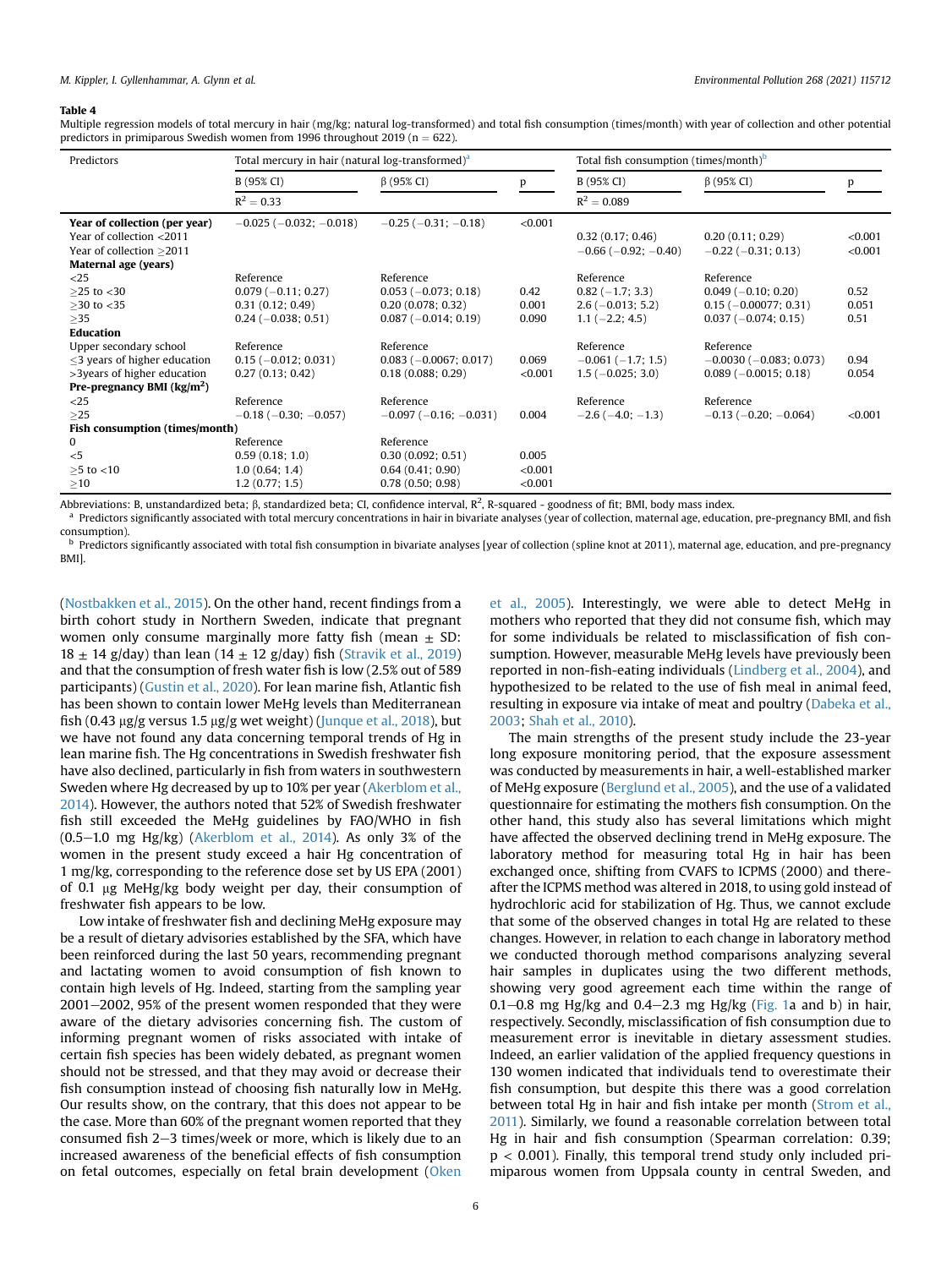**Table 4**

Multiple regression models of total mercury in hair (mg/kg; natural log-transformed) and total fish consumption (times/month) with year of collection and other potential predictors in primiparous Swedish women from 1996 throughout 2019 (n = 622).

| Predictors | Total mercury in hair (natural log-transformed)[a] | | | Total fish consumption (times/month)[b] | | |
|---|---|---|---|---|---|---|
| | B (95% CI) | β (95% CI) | p | B (95% CI) | β (95% CI) | p |
| | $R^2$ = 0.33 | | | $R^2$ = 0.089 | | |
| **Year of collection (per year)** | −0.025 (−0.032; −0.018) | −0.25 (−0.31; −0.18) | <0.001 | | | |
| Year of collection <2011 | | | | 0.32 (0.17; 0.46) | 0.20 (0.11; 0.29) | <0.001 |
| Year of collection ≥2011 | | | | −0.66 (−0.92; −0.40) | −0.22 (−0.31; 0.13) | <0.001 |
| **Maternal age (years)** | | | | | | |
| <25 | Reference | Reference | | Reference | Reference | |
| ≥25 to <30 | 0.079 (−0.11; 0.27) | 0.053 (−0.073; 0.18) | 0.42 | 0.82 (−1.7; 3.3) | 0.049 (−0.10; 0.20) | 0.52 |
| ≥30 to <35 | 0.31 (0.12; 0.49) | 0.20 (0.078; 0.32) | 0.001 | 2.6 (−0.013; 5.2) | 0.15 (−0.00077; 0.31) | 0.051 |
| ≥35 | 0.24 (−0.038; 0.51) | 0.087 (−0.014; 0.19) | 0.090 | 1.1 (−2.2; 4.5) | 0.037 (−0.074; 0.15) | 0.51 |
| **Education** | | | | | | |
| Upper secondary school | Reference | Reference | | Reference | Reference | |
| ≤3 years of higher education | 0.15 (−0.012; 0.031) | 0.083 (−0.0067; 0.017) | 0.069 | −0.061 (−1.7; 1.5) | −0.0030 (−0.083; 0.073) | 0.94 |
| >3years of higher education | 0.27 (0.13; 0.42) | 0.18 (0.088; 0.29) | <0.001 | 1.5 (−0.025; 3.0) | 0.089 (−0.0015; 0.18) | 0.054 |
| **Pre-pregnancy BMI (kg/m²)** | | | | | | |
| <25 | Reference | Reference | | Reference | Reference | |
| ≥25 | −0.18 (−0.30; −0.057) | −0.097 (−0.16; −0.031) | 0.004 | −2.6 (−4.0; −1.3) | −0.13 (−0.20; −0.064) | <0.001 |
| **Fish consumption (times/month)** | | | | | | |
| 0 | Reference | Reference | | | | |
| <5 | 0.59 (0.18; 1.0) | 0.30 (0.092; 0.51) | 0.005 | | | |
| ≥5 to <10 | 1.0 (0.64; 1.4) | 0.64 (0.41; 0.90) | <0.001 | | | |
| ≥10 | 1.2 (0.77; 1.5) | 0.78 (0.50; 0.98) | <0.001 | | | |

Abbreviations: B, unstandardized beta; β, standardized beta; CI, confidence interval, $R^2$, R-squared - goodness of fit; BMI, body mass index.

[a] Predictors significantly associated with total mercury concentrations in hair in bivariate analyses (year of collection, maternal age, education, pre-pregnancy BMI, and fish consumption).

[b] Predictors significantly associated with total fish consumption in bivariate analyses [year of collection (spline knot at 2011), maternal age, education, and pre-pregnancy BMI].

(Nostbakken et al., 2015). On the other hand, recent findings from a birth cohort study in Northern Sweden, indicate that pregnant women only consume marginally more fatty fish (mean ± SD: 18 ± 14 g/day) than lean (14 ± 12 g/day) fish (Stravik et al., 2019) and that the consumption of fresh water fish is low (2.5% out of 589 participants) (Gustin et al., 2020). For lean marine fish, Atlantic fish has been shown to contain lower MeHg levels than Mediterranean fish (0.43 μg/g versus 1.5 μg/g wet weight) (Junque et al., 2018), but we have not found any data concerning temporal trends of Hg in lean marine fish. The Hg concentrations in Swedish freshwater fish have also declined, particularly in fish from waters in southwestern Sweden where Hg decreased by up to 10% per year (Akerblom et al., 2014). However, the authors noted that 52% of Swedish freshwater fish still exceeded the MeHg guidelines by FAO/WHO in fish (0.5–1.0 mg Hg/kg) (Akerblom et al., 2014). As only 3% of the women in the present study exceed a hair Hg concentration of 1 mg/kg, corresponding to the reference dose set by US EPA (2001) of 0.1 μg MeHg/kg body weight per day, their consumption of freshwater fish appears to be low.

Low intake of freshwater fish and declining MeHg exposure may be a result of dietary advisories established by the SFA, which have been reinforced during the last 50 years, recommending pregnant and lactating women to avoid consumption of fish known to contain high levels of Hg. Indeed, starting from the sampling year 2001–2002, 95% of the present women responded that they were aware of the dietary advisories concerning fish. The custom of informing pregnant women of risks associated with intake of certain fish species has been widely debated, as pregnant women should not be stressed, and that they may avoid or decrease their fish consumption instead of choosing fish naturally low in MeHg. Our results show, on the contrary, that this does not appear to be the case. More than 60% of the pregnant women reported that they consumed fish 2–3 times/week or more, which is likely due to an increased awareness of the beneficial effects of fish consumption on fetal outcomes, especially on fetal brain development (Oken et al., 2005). Interestingly, we were able to detect MeHg in mothers who reported that they did not consume fish, which may for some individuals be related to misclassification of fish consumption. However, measurable MeHg levels have previously been reported in non-fish-eating individuals (Lindberg et al., 2004), and hypothesized to be related to the use of fish meal in animal feed, resulting in exposure via intake of meat and poultry (Dabeka et al., 2003; Shah et al., 2010).

The main strengths of the present study include the 23-year long exposure monitoring period, that the exposure assessment was conducted by measurements in hair, a well-established marker of MeHg exposure (Berglund et al., 2005), and the use of a validated questionnaire for estimating the mothers fish consumption. On the other hand, this study also has several limitations which might have affected the observed declining trend in MeHg exposure. The laboratory method for measuring total Hg in hair has been exchanged once, shifting from CVAFS to ICPMS (2000) and thereafter the ICPMS method was altered in 2018, to using gold instead of hydrochloric acid for stabilization of Hg. Thus, we cannot exclude that some of the observed changes in total Hg are related to these changes. However, in relation to each change in laboratory method we conducted thorough method comparisons analyzing several hair samples in duplicates using the two different methods, showing very good agreement each time within the range of 0.1–0.8 mg Hg/kg and 0.4–2.3 mg Hg/kg (Fig. 1a and b) in hair, respectively. Secondly, misclassification of fish consumption due to measurement error is inevitable in dietary assessment studies. Indeed, an earlier validation of the applied frequency questions in 130 women indicated that individuals tend to overestimate their fish consumption, but despite this there was a good correlation between total Hg in hair and fish intake per month (Strom et al., 2011). Similarly, we found a reasonable correlation between total Hg in hair and fish consumption (Spearman correlation: 0.39; $p < 0.001$). Finally, this temporal trend study only included primiparous women from Uppsala county in central Sweden, and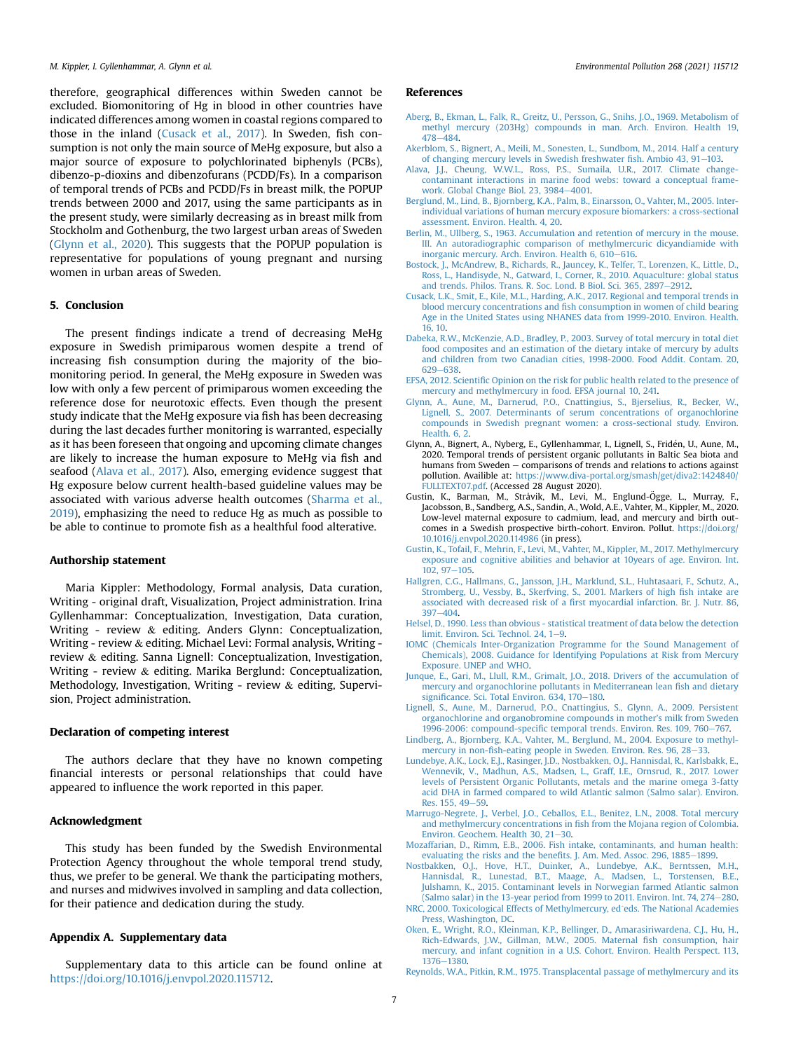therefore, geographical differences within Sweden cannot be excluded. Biomonitoring of Hg in blood in other countries has indicated differences among women in coastal regions compared to those in the inland (Cusack et al., 2017). In Sweden, fish consumption is not only the main source of MeHg exposure, but also a major source of exposure to polychlorinated biphenyls (PCBs), dibenzo-p-dioxins and dibenzofurans (PCDD/Fs). In a comparison of temporal trends of PCBs and PCDD/Fs in breast milk, the POPUP trends between 2000 and 2017, using the same participants as in the present study, were similarly decreasing as in breast milk from Stockholm and Gothenburg, the two largest urban areas of Sweden (Glynn et al., 2020). This suggests that the POPUP population is representative for populations of young pregnant and nursing women in urban areas of Sweden.

## 5. Conclusion

The present findings indicate a trend of decreasing MeHg exposure in Swedish primiparous women despite a trend of increasing fish consumption during the majority of the biomonitoring period. In general, the MeHg exposure in Sweden was low with only a few percent of primiparous women exceeding the reference dose for neurotoxic effects. Even though the present study indicate that the MeHg exposure via fish has been decreasing during the last decades further monitoring is warranted, especially as it has been foreseen that ongoing and upcoming climate changes are likely to increase the human exposure to MeHg via fish and seafood (Alava et al., 2017). Also, emerging evidence suggest that Hg exposure below current health-based guideline values may be associated with various adverse health outcomes (Sharma et al., 2019), emphasizing the need to reduce Hg as much as possible to be able to continue to promote fish as a healthful food alterative.

### Authorship statement

Maria Kippler: Methodology, Formal analysis, Data curation, Writing - original draft, Visualization, Project administration. Irina Gyllenhammar: Conceptualization, Investigation, Data curation, Writing - review & editing. Anders Glynn: Conceptualization, Writing - review & editing. Michael Levi: Formal analysis, Writing - review & editing. Sanna Lignell: Conceptualization, Investigation, Writing - review & editing. Marika Berglund: Conceptualization, Methodology, Investigation, Writing - review & editing, Supervision, Project administration.

### Declaration of competing interest

The authors declare that they have no known competing financial interests or personal relationships that could have appeared to influence the work reported in this paper.

### Acknowledgment

This study has been funded by the Swedish Environmental Protection Agency throughout the whole temporal trend study, thus, we prefer to be general. We thank the participating mothers, and nurses and midwives involved in sampling and data collection, for their patience and dedication during the study.

### Appendix A. Supplementary data

Supplementary data to this article can be found online at https://doi.org/10.1016/j.envpol.2020.115712.

## References

Aberg, B., Ekman, L., Falk, R., Greitz, U., Persson, G., Snihs, J.O., 1969. Metabolism of methyl mercury (203Hg) compounds in man. Arch. Environ. Health 19, 478–484.

Akerblom, S., Bignert, A., Meili, M., Sonesten, L., Sundbom, M., 2014. Half a century of changing mercury levels in Swedish freshwater fish. Ambio 43, 91–103.

Alava, J.J., Cheung, W.W.L., Ross, P.S., Sumaila, U.R., 2017. Climate change-contaminant interactions in marine food webs: toward a conceptual framework. Global Change Biol. 23, 3984–4001.

Berglund, M., Lind, B., Bjornberg, K.A., Palm, B., Einarsson, O., Vahter, M., 2005. Inter-individual variations of human mercury exposure biomarkers: a cross-sectional assessment. Environ. Health. 4, 20.

Berlin, M., Ullberg, S., 1963. Accumulation and retention of mercury in the mouse. III. An autoradiographic comparison of methylmercuric dicyandiamide with inorganic mercury. Arch. Environ. Health 6, 610–616.

Bostock, J., McAndrew, B., Richards, R., Jauncey, K., Telfer, T., Lorenzen, K., Little, D., Ross, L., Handisyde, N., Gatward, I., Corner, R., 2010. Aquaculture: global status and trends. Philos. Trans. R. Soc. Lond. B Biol. Sci. 365, 2897–2912.

Cusack, L.K., Smit, E., Kile, M.L., Harding, A.K., 2017. Regional and temporal trends in blood mercury concentrations and fish consumption in women of child bearing Age in the United States using NHANES data from 1999-2010. Environ. Health. 16, 10.

Dabeka, R.W., McKenzie, A.D., Bradley, P., 2003. Survey of total mercury in total diet food composites and an estimation of the dietary intake of mercury by adults and children from two Canadian cities, 1998-2000. Food Addit. Contam. 20, 629–638.

EFSA, 2012. Scientific Opinion on the risk for public health related to the presence of mercury and methylmercury in food. EFSA journal 10, 241.

Glynn, A., Aune, M., Darnerud, P.O., Cnattingius, S., Bjerselius, R., Becker, W., Lignell, S., 2007. Determinants of serum concentrations of organochlorine compounds in Swedish pregnant women: a cross-sectional study. Environ. Health. 6, 2.

Glynn, A., Bignert, A., Nyberg, E., Gyllenhammar, I., Lignell, S., Fridén, U., Aune, M., 2020. Temporal trends of persistent organic pollutants in Baltic Sea biota and humans from Sweden – comparisons of trends and relations to actions against pollution. Availible at: https://www.diva-portal.org/smash/get/diva2:1424840/FULLTEXT07.pdf. (Accessed 28 August 2020).

Gustin, K., Barman, M., Stråvik, M., Levi, M., Englund-Ögge, L., Murray, F., Jacobsson, B., Sandberg, A.S., Sandin, A., Wold, A.E., Vahter, M., Kippler, M., 2020. Low-level maternal exposure to cadmium, lead, and mercury and birth outcomes in a Swedish prospective birth-cohort. Environ. Pollut. https://doi.org/10.1016/j.envpol.2020.114986 (in press).

Gustin, K., Tofail, F., Mehrin, F., Levi, M., Vahter, M., Kippler, M., 2017. Methylmercury exposure and cognitive abilities and behavior at 10years of age. Environ. Int. 102, 97–105.

Hallgren, C.G., Hallmans, G., Jansson, J.H., Marklund, S.L., Huhtasaari, F., Schutz, A., Stromberg, U., Vessby, B., Skerfving, S., 2001. Markers of high fish intake are associated with decreased risk of a first myocardial infarction. Br. J. Nutr. 86, 397–404.

Helsel, D., 1990. Less than obvious - statistical treatment of data below the detection limit. Environ. Sci. Technol. 24, 1–9.

IOMC (Chemicals Inter-Organization Programme for the Sound Management of Chemicals), 2008. Guidance for Identifying Populations at Risk from Mercury Exposure. UNEP and WHO.

Junque, E., Gari, M., Llull, R.M., Grimalt, J.O., 2018. Drivers of the accumulation of mercury and organochlorine pollutants in Mediterranean lean fish and dietary significance. Sci. Total Environ. 634, 170–180.

Lignell, S., Aune, M., Darnerud, P.O., Cnattingius, S., Glynn, A., 2009. Persistent organochlorine and organobromine compounds in mother's milk from Sweden 1996-2006: compound-specific temporal trends. Environ. Res. 109, 760–767.

Lindberg, A., Bjornberg, K.A., Vahter, M., Berglund, M., 2004. Exposure to methylmercury in non-fish-eating people in Sweden. Environ. Res. 96, 28–33.

Lundebye, A.K., Lock, E.J., Rasinger, J.D., Nostbakken, O.J., Hannisdal, R., Karlsbakk, E., Wennevik, V., Madhun, A.S., Madsen, L., Graff, I.E., Ornsrud, R., 2017. Lower levels of Persistent Organic Pollutants, metals and the marine omega 3-fatty acid DHA in farmed compared to wild Atlantic salmon (Salmo salar). Environ. Res. 155, 49–59.

Marrugo-Negrete, J., Verbel, J.O., Ceballos, E.L., Benitez, L.N., 2008. Total mercury and methylmercury concentrations in fish from the Mojana region of Colombia. Environ. Geochem. Health 30, 21–30.

Mozaffarian, D., Rimm, E.B., 2006. Fish intake, contaminants, and human health: evaluating the risks and the benefits. J. Am. Med. Assoc. 296, 1885–1899.

Nostbakken, O.J., Hove, H.T., Duinker, A., Lundebye, A.K., Berntssen, M.H., Hannisdal, R., Lunestad, B.T., Maage, A., Madsen, L., Torstensen, B.E., Julshamn, K., 2015. Contaminant levels in Norwegian farmed Atlantic salmon (Salmo salar) in the 13-year period from 1999 to 2011. Environ. Int. 74, 274–280.

NRC, 2000. Toxicological Effects of Methylmercury, ed˙eds. The National Academies Press, Washington, DC.

Oken, E., Wright, R.O., Kleinman, K.P., Bellinger, D., Amarasiriwardena, C.J., Hu, H., Rich-Edwards, J.W., Gillman, M.W., 2005. Maternal fish consumption, hair mercury, and infant cognition in a U.S. Cohort. Environ. Health Perspect. 113, 1376–1380.

Reynolds, W.A., Pitkin, R.M., 1975. Transplacental passage of methylmercury and its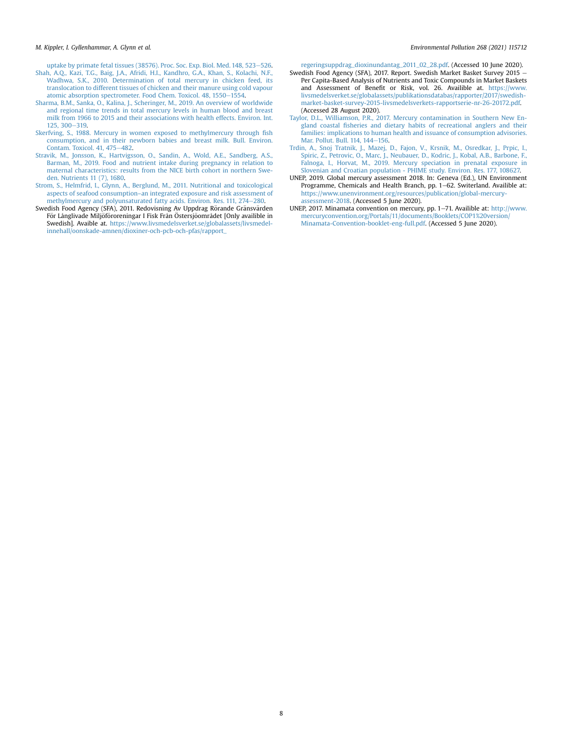uptake by primate fetal tissues (38576). Proc. Soc. Exp. Biol. Med. 148, 523–526.

Shah, A.Q., Kazi, T.G., Baig, J.A., Afridi, H.I., Kandhro, G.A., Khan, S., Kolachi, N.F., Wadhwa, S.K., 2010. Determination of total mercury in chicken feed, its translocation to different tissues of chicken and their manure using cold vapour atomic absorption spectrometer. Food Chem. Toxicol. 48, 1550–1554.

Sharma, B.M., Sanka, O., Kalina, J., Scheringer, M., 2019. An overview of worldwide and regional time trends in total mercury levels in human blood and breast milk from 1966 to 2015 and their associations with health effects. Environ. Int. 125, 300–319.

Skerfving, S., 1988. Mercury in women exposed to methylmercury through fish consumption, and in their newborn babies and breast milk. Bull. Environ. Contam. Toxicol. 41, 475–482.

Stravik, M., Jonsson, K., Hartvigsson, O., Sandin, A., Wold, A.E., Sandberg, A.S., Barman, M., 2019. Food and nutrient intake during pregnancy in relation to maternal characteristics: results from the NICE birth cohort in northern Sweden. Nutrients 11 (7), 1680.

Strom, S., Helmfrid, I., Glynn, A., Berglund, M., 2011. Nutritional and toxicological aspects of seafood consumption–an integrated exposure and risk assessment of methylmercury and polyunsaturated fatty acids. Environ. Res. 111, 274–280.

Swedish Food Agency (SFA), 2011. Redovisning Av Uppdrag Rörande Gränsvärden För Långlivade Miljöföroreningar I Fisk Från Östersjöområdet [Only availible in Swedish]. Avaible at. https://www.livsmedelsverket.se/globalassets/livsmedel-innehall/oonskade-amnen/dioxiner-och-pcb-och-pfas/rapport_regeringsuppdrag_dioxinundantag_2011_02_28.pdf. (Accessed 10 June 2020).

Swedish Food Agency (SFA), 2017. Report. Swedish Market Basket Survey 2015 – Per Capita-Based Analysis of Nutrients and Toxic Compounds in Market Baskets and Assessment of Benefit or Risk, vol. 26. Availible at. https://www.livsmedelsverket.se/globalassets/publikationsdatabas/rapporter/2017/swedish-market-basket-survey-2015-livsmedelsverkets-rapportserie-nr-26-20172.pdf. (Accessed 28 August 2020).

Taylor, D.L., Williamson, P.R., 2017. Mercury contamination in Southern New England coastal fisheries and dietary habits of recreational anglers and their families: implications to human health and issuance of consumption advisories. Mar. Pollut. Bull. 114, 144–156.

Trdin, A., Snoj Tratnik, J., Mazej, D., Fajon, V., Krsnik, M., Osredkar, J., Prpic, I., Spiric, Z., Petrovic, O., Marc, J., Neubauer, D., Kodric, J., Kobal, A.B., Barbone, F., Falnoga, I., Horvat, M., 2019. Mercury speciation in prenatal exposure in Slovenian and Croatian population - PHIME study. Environ. Res. 177, 108627.

UNEP, 2019. Global mercury assessment 2018. In: Geneva (Ed.), UN Environment Programme, Chemicals and Health Branch, pp. 1–62. Switerland. Availible at: https://www.unenvironment.org/resources/publication/global-mercury-assessment-2018. (Accessed 5 June 2020).

UNEP, 2017. Minamata convention on mercury, pp. 1–71. Availible at: http://www.mercuryconvention.org/Portals/11/documents/Booklets/COP1%20version/Minamata-Convention-booklet-eng-full.pdf. (Accessed 5 June 2020).